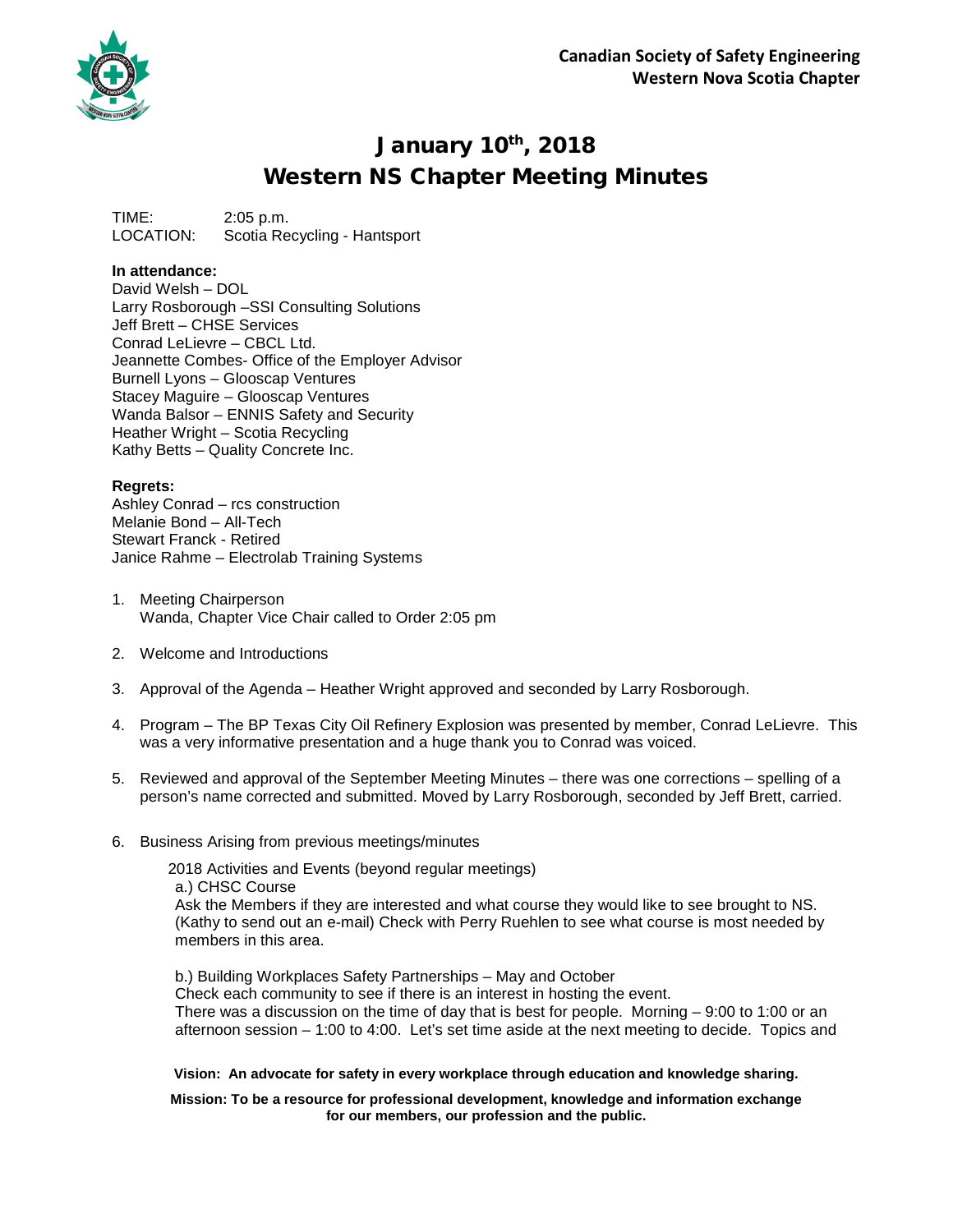**Canadian Society of Safety Engineering**
**Western Nova Scotia Chapter**

# January 10th, 2018
# Western NS Chapter Meeting Minutes

TIME: 2:05 p.m.
LOCATION: Scotia Recycling - Hantsport

**In attendance:**
David Welsh – DOL
Larry Rosborough –SSI Consulting Solutions
Jeff Brett – CHSE Services
Conrad LeLievre – CBCL Ltd.
Jeannette Combes- Office of the Employer Advisor
Burnell Lyons – Glooscap Ventures
Stacey Maguire – Glooscap Ventures
Wanda Balsor – ENNIS Safety and Security
Heather Wright – Scotia Recycling
Kathy Betts – Quality Concrete Inc.

**Regrets:**
Ashley Conrad – rcs construction
Melanie Bond – All-Tech
Stewart Franck - Retired
Janice Rahme – Electrolab Training Systems

1. Meeting Chairperson
   Wanda, Chapter Vice Chair called to Order 2:05 pm

2. Welcome and Introductions

3. Approval of the Agenda – Heather Wright approved and seconded by Larry Rosborough.

4. Program – The BP Texas City Oil Refinery Explosion was presented by member, Conrad LeLievre. This was a very informative presentation and a huge thank you to Conrad was voiced.

5. Reviewed and approval of the September Meeting Minutes – there was one corrections – spelling of a person's name corrected and submitted. Moved by Larry Rosborough, seconded by Jeff Brett, carried.

6. Business Arising from previous meetings/minutes

   2018 Activities and Events (beyond regular meetings)

   a.) CHSC Course
   Ask the Members if they are interested and what course they would like to see brought to NS. (Kathy to send out an e-mail) Check with Perry Ruehlen to see what course is most needed by members in this area.

   b.) Building Workplaces Safety Partnerships – May and October
   Check each community to see if there is an interest in hosting the event.
   There was a discussion on the time of day that is best for people. Morning – 9:00 to 1:00 or an afternoon session – 1:00 to 4:00. Let's set time aside at the next meeting to decide. Topics and

**Vision: An advocate for safety in every workplace through education and knowledge sharing.**

**Mission: To be a resource for professional development, knowledge and information exchange for our members, our profession and the public.**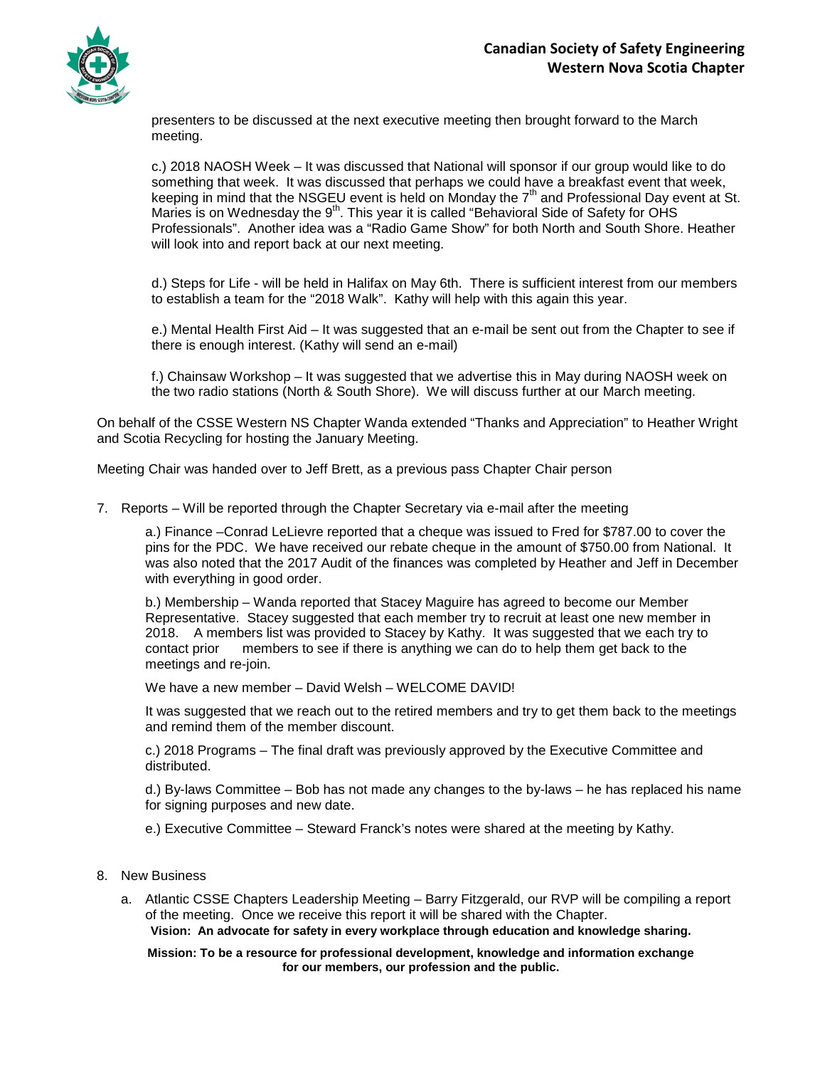presenters to be discussed at the next executive meeting then brought forward to the March meeting.

c.) 2018 NAOSH Week – It was discussed that National will sponsor if our group would like to do something that week. It was discussed that perhaps we could have a breakfast event that week, keeping in mind that the NSGEU event is held on Monday the 7th and Professional Day event at St. Maries is on Wednesday the 9th. This year it is called "Behavioral Side of Safety for OHS Professionals". Another idea was a "Radio Game Show" for both North and South Shore. Heather will look into and report back at our next meeting.

d.) Steps for Life - will be held in Halifax on May 6th. There is sufficient interest from our members to establish a team for the "2018 Walk". Kathy will help with this again this year.

e.) Mental Health First Aid – It was suggested that an e-mail be sent out from the Chapter to see if there is enough interest. (Kathy will send an e-mail)

f.) Chainsaw Workshop – It was suggested that we advertise this in May during NAOSH week on the two radio stations (North & South Shore). We will discuss further at our March meeting.

On behalf of the CSSE Western NS Chapter Wanda extended "Thanks and Appreciation" to Heather Wright and Scotia Recycling for hosting the January Meeting.

Meeting Chair was handed over to Jeff Brett, as a previous pass Chapter Chair person

7. Reports – Will be reported through the Chapter Secretary via e-mail after the meeting

   a.) Finance –Conrad LeLievre reported that a cheque was issued to Fred for $787.00 to cover the pins for the PDC. We have received our rebate cheque in the amount of $750.00 from National. It was also noted that the 2017 Audit of the finances was completed by Heather and Jeff in December with everything in good order.

   b.) Membership – Wanda reported that Stacey Maguire has agreed to become our Member Representative. Stacey suggested that each member try to recruit at least one new member in 2018. A members list was provided to Stacey by Kathy. It was suggested that we each try to contact prior members to see if there is anything we can do to help them get back to the meetings and re-join.

   We have a new member – David Welsh – WELCOME DAVID!

   It was suggested that we reach out to the retired members and try to get them back to the meetings and remind them of the member discount.

   c.) 2018 Programs – The final draft was previously approved by the Executive Committee and distributed.

   d.) By-laws Committee – Bob has not made any changes to the by-laws – he has replaced his name for signing purposes and new date.

   e.) Executive Committee – Steward Franck's notes were shared at the meeting by Kathy.

8. New Business

   a. Atlantic CSSE Chapters Leadership Meeting – Barry Fitzgerald, our RVP will be compiling a report of the meeting. Once we receive this report it will be shared with the Chapter.

**Vision: An advocate for safety in every workplace through education and knowledge sharing.**

**Mission: To be a resource for professional development, knowledge and information exchange for our members, our profession and the public.**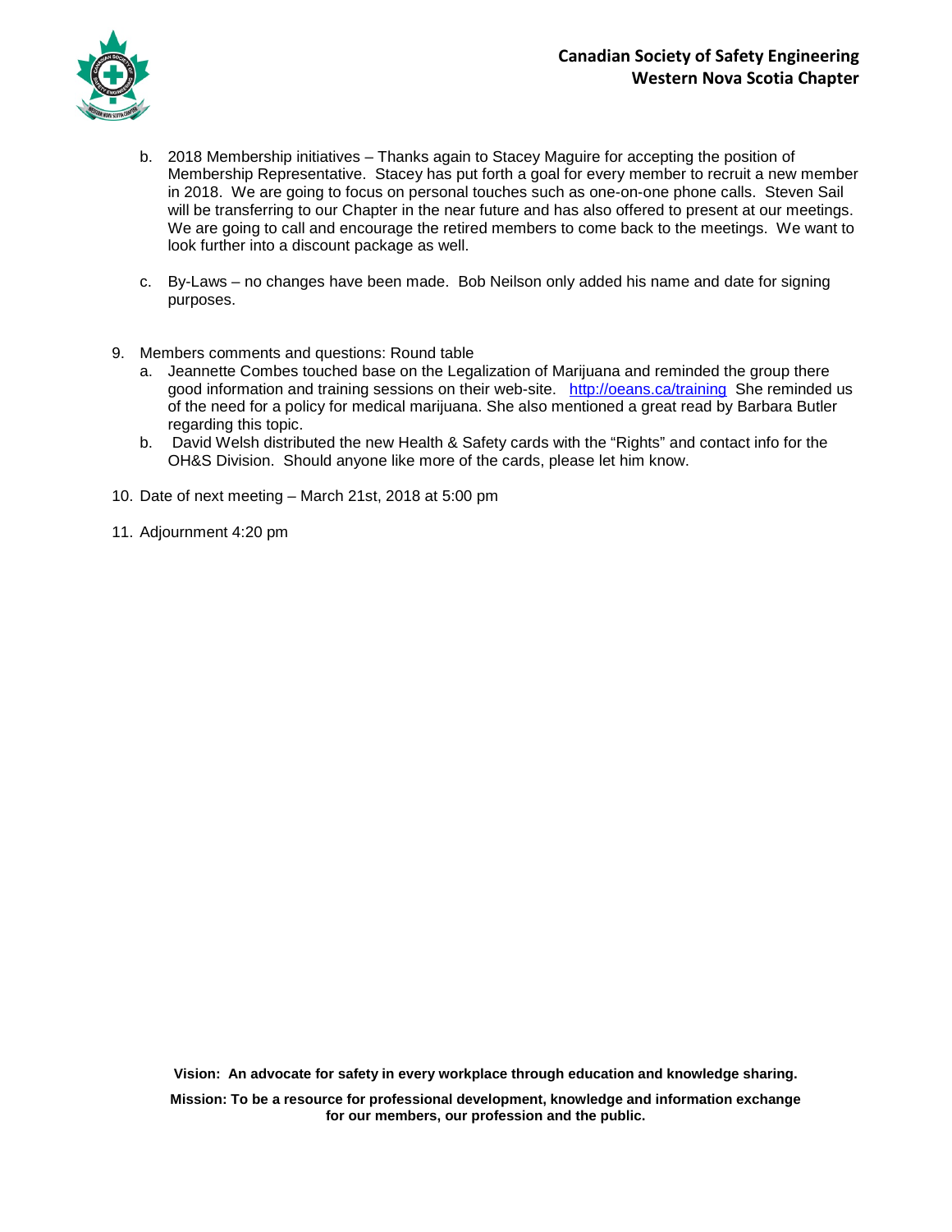b. 2018 Membership initiatives – Thanks again to Stacey Maguire for accepting the position of Membership Representative. Stacey has put forth a goal for every member to recruit a new member in 2018. We are going to focus on personal touches such as one-on-one phone calls. Steven Sail will be transferring to our Chapter in the near future and has also offered to present at our meetings. We are going to call and encourage the retired members to come back to the meetings. We want to look further into a discount package as well.

c. By-Laws – no changes have been made. Bob Neilson only added his name and date for signing purposes.

9. Members comments and questions: Round table
   a. Jeannette Combes touched base on the Legalization of Marijuana and reminded the group there good information and training sessions on their web-site. [http://oeans.ca/training](http://oeans.ca/training) She reminded us of the need for a policy for medical marijuana. She also mentioned a great read by Barbara Butler regarding this topic.
   b. David Welsh distributed the new Health & Safety cards with the "Rights" and contact info for the OH&S Division. Should anyone like more of the cards, please let him know.

10. Date of next meeting – March 21st, 2018 at 5:00 pm

11. Adjournment 4:20 pm

**Vision: An advocate for safety in every workplace through education and knowledge sharing.**

**Mission: To be a resource for professional development, knowledge and information exchange for our members, our profession and the public.**